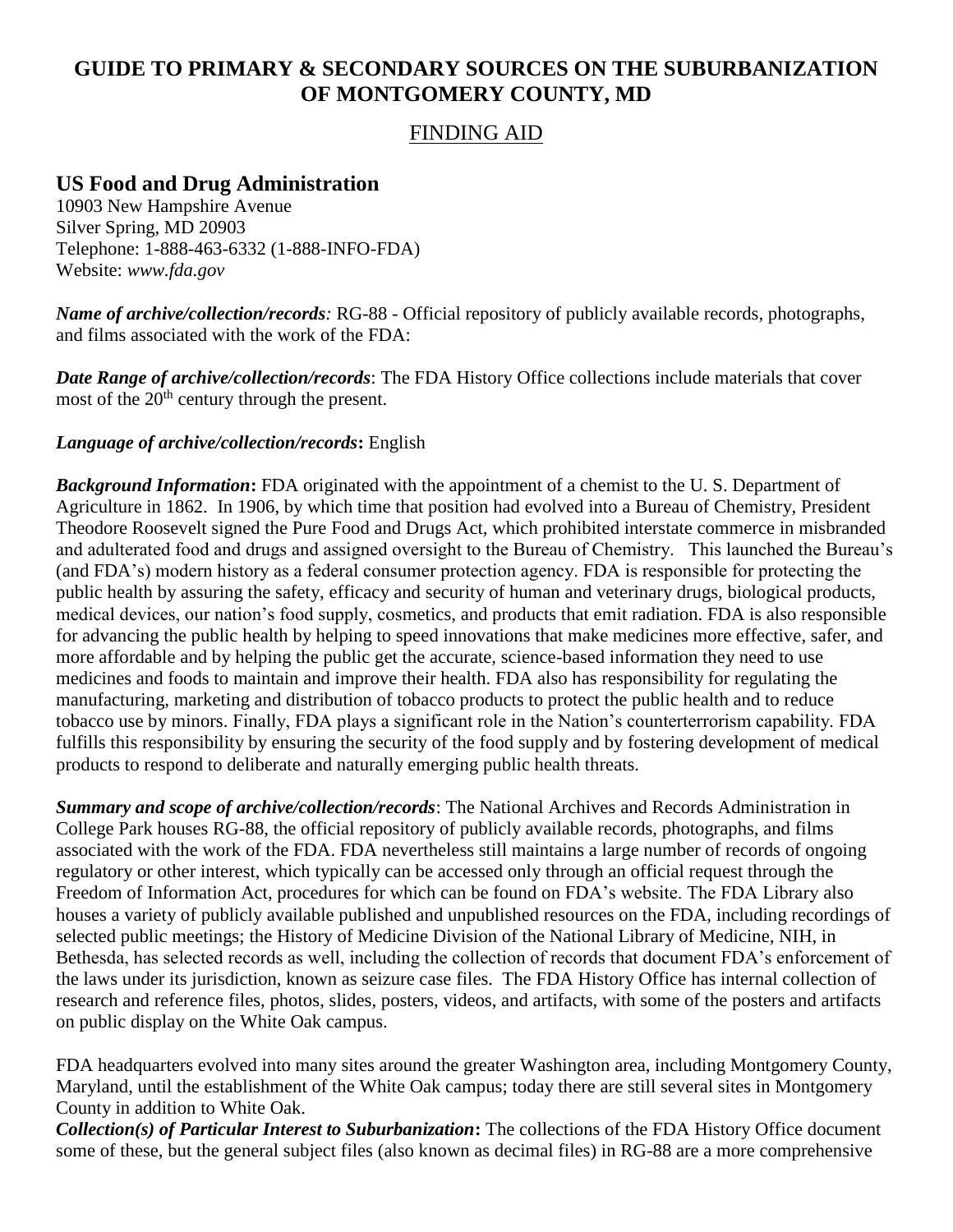# GUIDE TO PRIMARY & SECONDARY SOURCES ON THE SUBURBANIZATION OF MONTGOMERY COUNTY, MD

## FINDING AID

### US Food and Drug Administration

10903 New Hampshire Avenue
Silver Spring, MD 20903
Telephone: 1-888-463-6332 (1-888-INFO-FDA)
Website: *www.fda.gov*

***Name of archive/collection/records**:* RG-88 - Official repository of publicly available records, photographs, and films associated with the work of the FDA:

***Date Range of archive/collection/records***: The FDA History Office collections include materials that cover most of the 20th century through the present.

***Language of archive/collection/records*:** English

***Background Information*:** FDA originated with the appointment of a chemist to the U. S. Department of Agriculture in 1862. In 1906, by which time that position had evolved into a Bureau of Chemistry, President Theodore Roosevelt signed the Pure Food and Drugs Act, which prohibited interstate commerce in misbranded and adulterated food and drugs and assigned oversight to the Bureau of Chemistry. This launched the Bureau's (and FDA's) modern history as a federal consumer protection agency. FDA is responsible for protecting the public health by assuring the safety, efficacy and security of human and veterinary drugs, biological products, medical devices, our nation's food supply, cosmetics, and products that emit radiation. FDA is also responsible for advancing the public health by helping to speed innovations that make medicines more effective, safer, and more affordable and by helping the public get the accurate, science-based information they need to use medicines and foods to maintain and improve their health. FDA also has responsibility for regulating the manufacturing, marketing and distribution of tobacco products to protect the public health and to reduce tobacco use by minors. Finally, FDA plays a significant role in the Nation's counterterrorism capability. FDA fulfills this responsibility by ensuring the security of the food supply and by fostering development of medical products to respond to deliberate and naturally emerging public health threats.

***Summary and scope of archive/collection/records***: The National Archives and Records Administration in College Park houses RG-88, the official repository of publicly available records, photographs, and films associated with the work of the FDA. FDA nevertheless still maintains a large number of records of ongoing regulatory or other interest, which typically can be accessed only through an official request through the Freedom of Information Act, procedures for which can be found on FDA's website. The FDA Library also houses a variety of publicly available published and unpublished resources on the FDA, including recordings of selected public meetings; the History of Medicine Division of the National Library of Medicine, NIH, in Bethesda, has selected records as well, including the collection of records that document FDA's enforcement of the laws under its jurisdiction, known as seizure case files. The FDA History Office has internal collection of research and reference files, photos, slides, posters, videos, and artifacts, with some of the posters and artifacts on public display on the White Oak campus.

FDA headquarters evolved into many sites around the greater Washington area, including Montgomery County, Maryland, until the establishment of the White Oak campus; today there are still several sites in Montgomery County in addition to White Oak.

***Collection(s) of Particular Interest to Suburbanization*:** The collections of the FDA History Office document some of these, but the general subject files (also known as decimal files) in RG-88 are a more comprehensive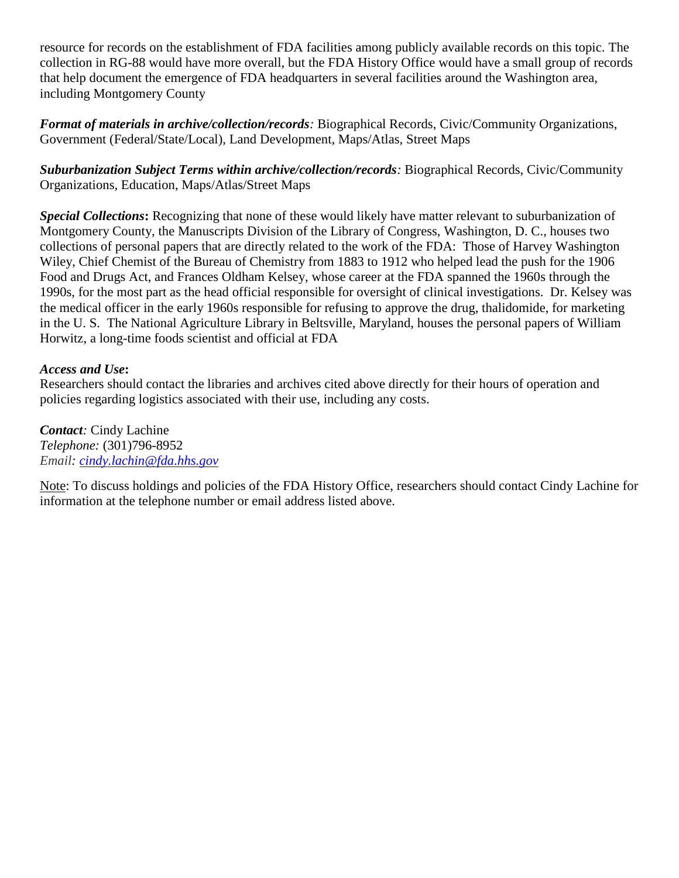resource for records on the establishment of FDA facilities among publicly available records on this topic. The collection in RG-88 would have more overall, but the FDA History Office would have a small group of records that help document the emergence of FDA headquarters in several facilities around the Washington area, including Montgomery County

***Format of materials in archive/collection/records**:* Biographical Records, Civic/Community Organizations, Government (Federal/State/Local), Land Development, Maps/Atlas, Street Maps

***Suburbanization Subject Terms within archive/collection/records**:* Biographical Records, Civic/Community Organizations, Education, Maps/Atlas/Street Maps

***Special Collections*:** Recognizing that none of these would likely have matter relevant to suburbanization of Montgomery County, the Manuscripts Division of the Library of Congress, Washington, D. C., houses two collections of personal papers that are directly related to the work of the FDA: Those of Harvey Washington Wiley, Chief Chemist of the Bureau of Chemistry from 1883 to 1912 who helped lead the push for the 1906 Food and Drugs Act, and Frances Oldham Kelsey, whose career at the FDA spanned the 1960s through the 1990s, for the most part as the head official responsible for oversight of clinical investigations. Dr. Kelsey was the medical officer in the early 1960s responsible for refusing to approve the drug, thalidomide, for marketing in the U. S. The National Agriculture Library in Beltsville, Maryland, houses the personal papers of William Horwitz, a long-time foods scientist and official at FDA

***Access and Use*:**
Researchers should contact the libraries and archives cited above directly for their hours of operation and policies regarding logistics associated with their use, including any costs.

***Contact**:* Cindy Lachine
*Telephone:* (301)796-8952
*Email: [cindy.lachin@fda.hhs.gov](mailto:cindy.lachin@fda.hhs.gov)*

Note: To discuss holdings and policies of the FDA History Office, researchers should contact Cindy Lachine for information at the telephone number or email address listed above.